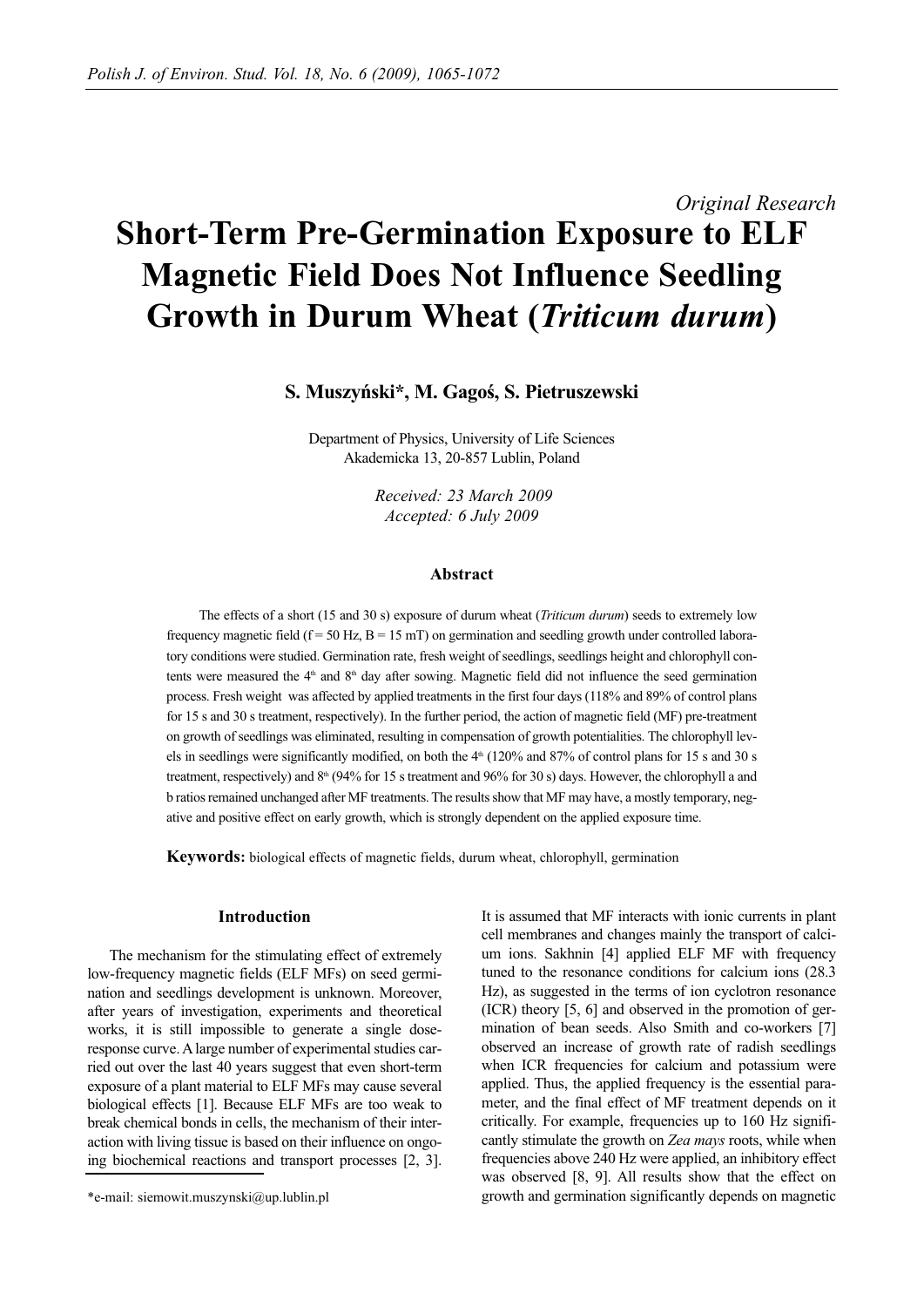*Original Research*

# Short-Term Pre-Germination Exposure to ELF Magnetic Field Does Not Influence Seedling Growth in Durum Wheat (*Triticum durum*)

**S. Muszyński\*, M. Gagoś, S. Pietruszewski**

Department of Physics, University of Life Sciences
Akademicka 13, 20-857 Lublin, Poland

*Received: 23 March 2009*
*Accepted: 6 July 2009*

### Abstract

The effects of a short (15 and 30 s) exposure of durum wheat (*Triticum durum*) seeds to extremely low frequency magnetic field (f = 50 Hz, B = 15 mT) on germination and seedling growth under controlled laboratory conditions were studied. Germination rate, fresh weight of seedlings, seedlings height and chlorophyll contents were measured the 4th and 8th day after sowing. Magnetic field did not influence the seed germination process. Fresh weight was affected by applied treatments in the first four days (118% and 89% of control plans for 15 s and 30 s treatment, respectively). In the further period, the action of magnetic field (MF) pre-treatment on growth of seedlings was eliminated, resulting in compensation of growth potentialities. The chlorophyll levels in seedlings were significantly modified, on both the 4th (120% and 87% of control plans for 15 s and 30 s treatment, respectively) and 8th (94% for 15 s treatment and 96% for 30 s) days. However, the chlorophyll a and b ratios remained unchanged after MF treatments. The results show that MF may have, a mostly temporary, negative and positive effect on early growth, which is strongly dependent on the applied exposure time.

**Keywords:** biological effects of magnetic fields, durum wheat, chlorophyll, germination

## Introduction

The mechanism for the stimulating effect of extremely low-frequency magnetic fields (ELF MFs) on seed germination and seedlings development is unknown. Moreover, after years of investigation, experiments and theoretical works, it is still impossible to generate a single dose-response curve. A large number of experimental studies carried out over the last 40 years suggest that even short-term exposure of a plant material to ELF MFs may cause several biological effects [1]. Because ELF MFs are too weak to break chemical bonds in cells, the mechanism of their interaction with living tissue is based on their influence on ongoing biochemical reactions and transport processes [2, 3]. It is assumed that MF interacts with ionic currents in plant cell membranes and changes mainly the transport of calcium ions. Sakhnin [4] applied ELF MF with frequency tuned to the resonance conditions for calcium ions (28.3 Hz), as suggested in the terms of ion cyclotron resonance (ICR) theory [5, 6] and observed in the promotion of germination of bean seeds. Also Smith and co-workers [7] observed an increase of growth rate of radish seedlings when ICR frequencies for calcium and potassium were applied. Thus, the applied frequency is the essential parameter, and the final effect of MF treatment depends on it critically. For example, frequencies up to 160 Hz significantly stimulate the growth on *Zea mays* roots, while when frequencies above 240 Hz were applied, an inhibitory effect was observed [8, 9]. All results show that the effect on growth and germination significantly depends on magnetic

\*e-mail: siemowit.muszynski@up.lublin.pl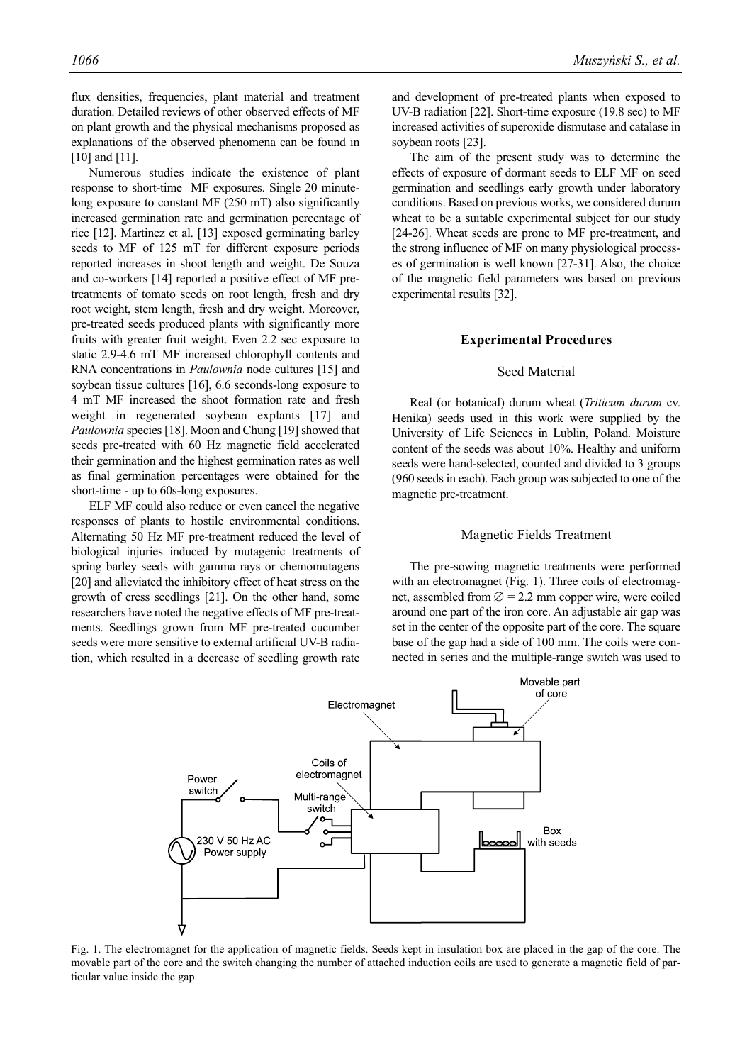flux densities, frequencies, plant material and treatment duration. Detailed reviews of other observed effects of MF on plant growth and the physical mechanisms proposed as explanations of the observed phenomena can be found in [10] and [11].

Numerous studies indicate the existence of plant response to short-time MF exposures. Single 20 minute-long exposure to constant MF (250 mT) also significantly increased germination rate and germination percentage of rice [12]. Martinez et al. [13] exposed germinating barley seeds to MF of 125 mT for different exposure periods reported increases in shoot length and weight. De Souza and co-workers [14] reported a positive effect of MF pre-treatments of tomato seeds on root length, fresh and dry root weight, stem length, fresh and dry weight. Moreover, pre-treated seeds produced plants with significantly more fruits with greater fruit weight. Even 2.2 sec exposure to static 2.9-4.6 mT MF increased chlorophyll contents and RNA concentrations in *Paulownia* node cultures [15] and soybean tissue cultures [16], 6.6 seconds-long exposure to 4 mT MF increased the shoot formation rate and fresh weight in regenerated soybean explants [17] and *Paulownia* species [18]. Moon and Chung [19] showed that seeds pre-treated with 60 Hz magnetic field accelerated their germination and the highest germination rates as well as final germination percentages were obtained for the short-time - up to 60s-long exposures.

ELF MF could also reduce or even cancel the negative responses of plants to hostile environmental conditions. Alternating 50 Hz MF pre-treatment reduced the level of biological injuries induced by mutagenic treatments of spring barley seeds with gamma rays or chemomutagens [20] and alleviated the inhibitory effect of heat stress on the growth of cress seedlings [21]. On the other hand, some researchers have noted the negative effects of MF pre-treatments. Seedlings grown from MF pre-treated cucumber seeds were more sensitive to external artificial UV-B radiation, which resulted in a decrease of seedling growth rate and development of pre-treated plants when exposed to UV-B radiation [22]. Short-time exposure (19.8 sec) to MF increased activities of superoxide dismutase and catalase in soybean roots [23].

The aim of the present study was to determine the effects of exposure of dormant seeds to ELF MF on seed germination and seedlings early growth under laboratory conditions. Based on previous works, we considered durum wheat to be a suitable experimental subject for our study [24-26]. Wheat seeds are prone to MF pre-treatment, and the strong influence of MF on many physiological processes of germination is well known [27-31]. Also, the choice of the magnetic field parameters was based on previous experimental results [32].

## Experimental Procedures

### Seed Material

Real (or botanical) durum wheat (*Triticum durum* cv. Henika) seeds used in this work were supplied by the University of Life Sciences in Lublin, Poland. Moisture content of the seeds was about 10%. Healthy and uniform seeds were hand-selected, counted and divided to 3 groups (960 seeds in each). Each group was subjected to one of the magnetic pre-treatment.

### Magnetic Fields Treatment

The pre-sowing magnetic treatments were performed with an electromagnet (Fig. 1). Three coils of electromagnet, assembled from ∅ = 2.2 mm copper wire, were coiled around one part of the iron core. An adjustable air gap was set in the center of the opposite part of the core. The square base of the gap had a side of 100 mm. The coils were connected in series and the multiple-range switch was used to

Movable part of core
Electromagnet
Coils of electromagnet
Power switch
Multi-range switch
230 V 50 Hz AC Power supply
Box with seeds

Fig. 1. The electromagnet for the application of magnetic fields. Seeds kept in insulation box are placed in the gap of the core. The movable part of the core and the switch changing the number of attached induction coils are used to generate a magnetic field of particular value inside the gap.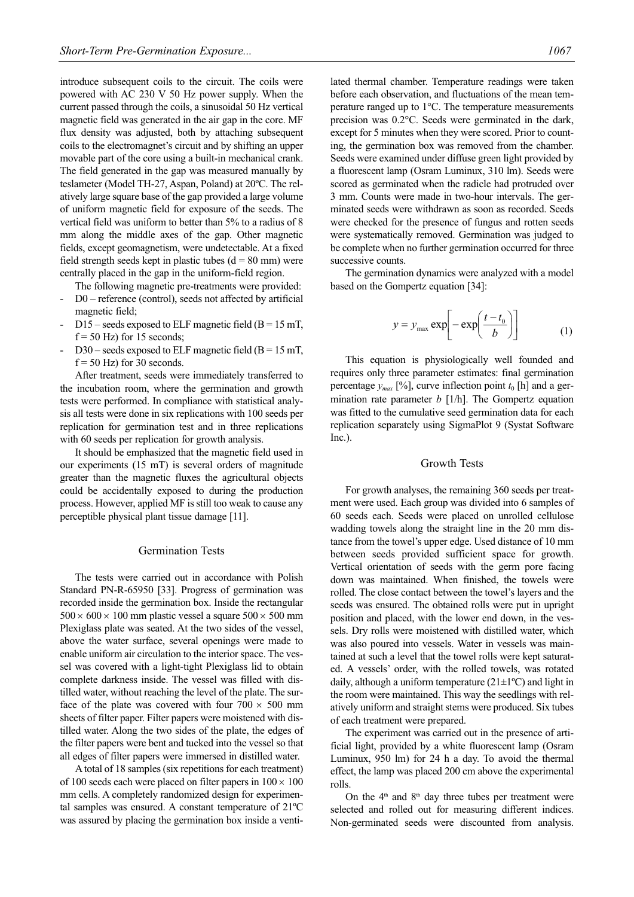introduce subsequent coils to the circuit. The coils were powered with AC 230 V 50 Hz power supply. When the current passed through the coils, a sinusoidal 50 Hz vertical magnetic field was generated in the air gap in the core. MF flux density was adjusted, both by attaching subsequent coils to the electromagnet's circuit and by shifting an upper movable part of the core using a built-in mechanical crank. The field generated in the gap was measured manually by teslameter (Model TH-27, Aspan, Poland) at 20ºC. The relatively large square base of the gap provided a large volume of uniform magnetic field for exposure of the seeds. The vertical field was uniform to better than 5% to a radius of 8 mm along the middle axes of the gap. Other magnetic fields, except geomagnetism, were undetectable. At a fixed field strength seeds kept in plastic tubes (d = 80 mm) were centrally placed in the gap in the uniform-field region.

The following magnetic pre-treatments were provided:

- D0 – reference (control), seeds not affected by artificial magnetic field;
- D15 – seeds exposed to ELF magnetic field (B = 15 mT, f = 50 Hz) for 15 seconds;
- D30 – seeds exposed to ELF magnetic field (B = 15 mT, f = 50 Hz) for 30 seconds.

After treatment, seeds were immediately transferred to the incubation room, where the germination and growth tests were performed. In compliance with statistical analysis all tests were done in six replications with 100 seeds per replication for germination test and in three replications with 60 seeds per replication for growth analysis.

It should be emphasized that the magnetic field used in our experiments (15 mT) is several orders of magnitude greater than the magnetic fluxes the agricultural objects could be accidentally exposed to during the production process. However, applied MF is still too weak to cause any perceptible physical plant tissue damage [11].

## Germination Tests

The tests were carried out in accordance with Polish Standard PN-R-65950 [33]. Progress of germination was recorded inside the germination box. Inside the rectangular 500 × 600 × 100 mm plastic vessel a square 500 × 500 mm Plexiglass plate was seated. At the two sides of the vessel, above the water surface, several openings were made to enable uniform air circulation to the interior space. The vessel was covered with a light-tight Plexiglass lid to obtain complete darkness inside. The vessel was filled with distilled water, without reaching the level of the plate. The surface of the plate was covered with four 700 × 500 mm sheets of filter paper. Filter papers were moistened with distilled water. Along the two sides of the plate, the edges of the filter papers were bent and tucked into the vessel so that all edges of filter papers were immersed in distilled water.

A total of 18 samples (six repetitions for each treatment) of 100 seeds each were placed on filter papers in 100 × 100 mm cells. A completely randomized design for experimental samples was ensured. A constant temperature of 21ºC was assured by placing the germination box inside a ventilated thermal chamber. Temperature readings were taken before each observation, and fluctuations of the mean temperature ranged up to 1°C. The temperature measurements precision was 0.2°C. Seeds were germinated in the dark, except for 5 minutes when they were scored. Prior to counting, the germination box was removed from the chamber. Seeds were examined under diffuse green light provided by a fluorescent lamp (Osram Luminux, 310 lm). Seeds were scored as germinated when the radicle had protruded over 3 mm. Counts were made in two-hour intervals. The germinated seeds were withdrawn as soon as recorded. Seeds were checked for the presence of fungus and rotten seeds were systematically removed. Germination was judged to be complete when no further germination occurred for three successive counts.

The germination dynamics were analyzed with a model based on the Gompertz equation [34]:

$$y = y_{max} \exp\left[-\exp\left(\frac{t - t_0}{b}\right)\right] \tag{1}$$

This equation is physiologically well founded and requires only three parameter estimates: final germination percentage $y_{max}$ [%], curve inflection point $t_0$ [h] and a germination rate parameter $b$ [1/h]. The Gompertz equation was fitted to the cumulative seed germination data for each replication separately using SigmaPlot 9 (Systat Software Inc.).

## Growth Tests

For growth analyses, the remaining 360 seeds per treatment were used. Each group was divided into 6 samples of 60 seeds each. Seeds were placed on unrolled cellulose wadding towels along the straight line in the 20 mm distance from the towel's upper edge. Used distance of 10 mm between seeds provided sufficient space for growth. Vertical orientation of seeds with the germ pore facing down was maintained. When finished, the towels were rolled. The close contact between the towel's layers and the seeds was ensured. The obtained rolls were put in upright position and placed, with the lower end down, in the vessels. Dry rolls were moistened with distilled water, which was also poured into vessels. Water in vessels was maintained at such a level that the towel rolls were kept saturated. A vessels' order, with the rolled towels, was rotated daily, although a uniform temperature (21±1ºC) and light in the room were maintained. This way the seedlings with relatively uniform and straight stems were produced. Six tubes of each treatment were prepared.

The experiment was carried out in the presence of artificial light, provided by a white fluorescent lamp (Osram Luminux, 950 lm) for 24 h a day. To avoid the thermal effect, the lamp was placed 200 cm above the experimental rolls.

On the 4th and 8th day three tubes per treatment were selected and rolled out for measuring different indices. Non-germinated seeds were discounted from analysis.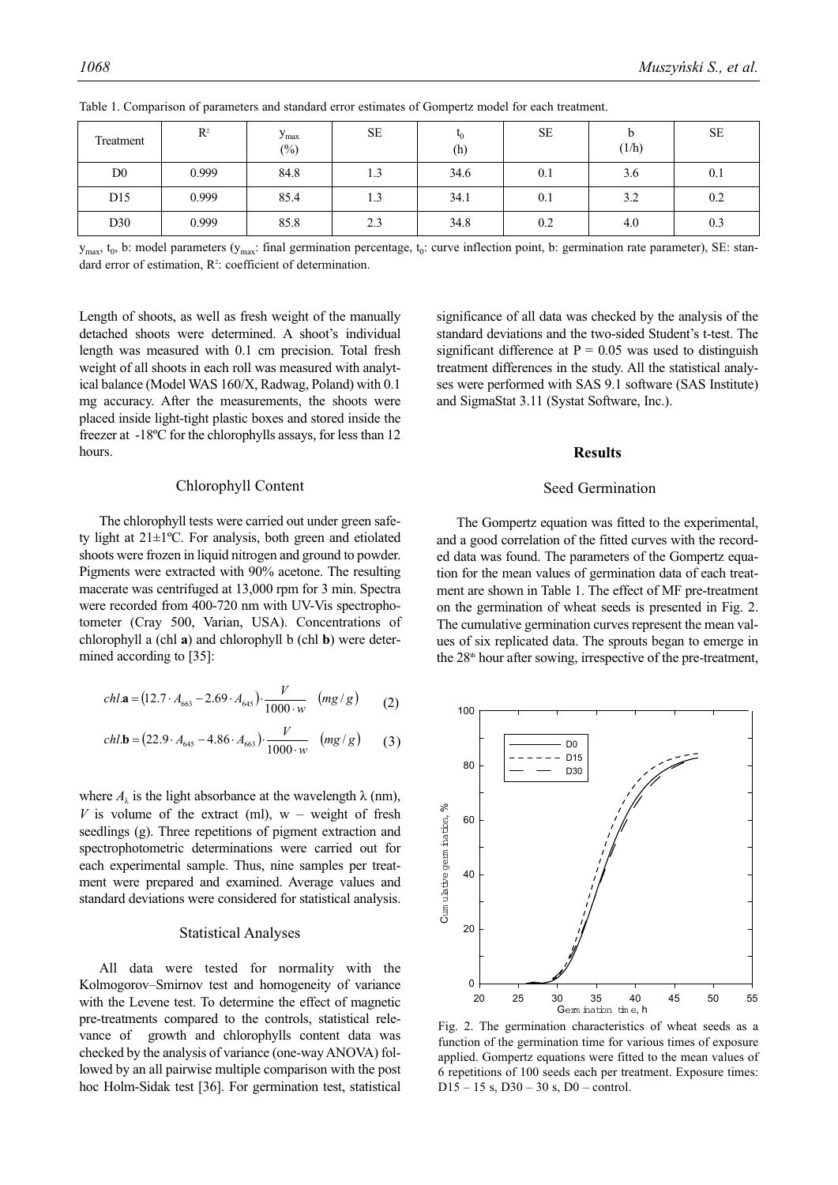Table 1. Comparison of parameters and standard error estimates of Gompertz model for each treatment.

| Treatment | $R^2$ | $y_{max}$ (%) | SE | $t_0$ (h) | SE | b (1/h) | SE |
|---|---|---|---|---|---|---|---|
| D0 | 0.999 | 84.8 | 1.3 | 34.6 | 0.1 | 3.6 | 0.1 |
| D15 | 0.999 | 85.4 | 1.3 | 34.1 | 0.1 | 3.2 | 0.2 |
| D30 | 0.999 | 85.8 | 2.3 | 34.8 | 0.2 | 4.0 | 0.3 |

$y_{max}$, $t_0$, b: model parameters ($y_{max}$: final germination percentage, $t_0$: curve inflection point, b: germination rate parameter), SE: standard error of estimation, $R^2$: coefficient of determination.

Length of shoots, as well as fresh weight of the manually detached shoots were determined. A shoot's individual length was measured with 0.1 cm precision. Total fresh weight of all shoots in each roll was measured with analytical balance (Model WAS 160/X, Radwag, Poland) with 0.1 mg accuracy. After the measurements, the shoots were placed inside light-tight plastic boxes and stored inside the freezer at -18ºC for the chlorophylls assays, for less than 12 hours.

### Chlorophyll Content

The chlorophyll tests were carried out under green safety light at 21±1ºC. For analysis, both green and etiolated shoots were frozen in liquid nitrogen and ground to powder. Pigments were extracted with 90% acetone. The resulting macerate was centrifuged at 13,000 rpm for 3 min. Spectra were recorded from 400-720 nm with UV-Vis spectrophotometer (Cray 500, Varian, USA). Concentrations of chlorophyll a (chl **a**) and chlorophyll b (chl **b**) were determined according to [35]:

$$chl.\mathbf{a} = \left(12.7 \cdot A_{663} - 2.69 \cdot A_{645}\right) \cdot \frac{V}{1000 \cdot w} \quad \left(mg/g\right) \qquad (2)$$

$$chl.\mathbf{b} = \left(22.9 \cdot A_{645} - 4.86 \cdot A_{663}\right) \cdot \frac{V}{1000 \cdot w} \quad \left(mg/g\right) \qquad (3)$$

where $A_\lambda$ is the light absorbance at the wavelength λ (nm), $V$ is volume of the extract (ml), w – weight of fresh seedlings (g). Three repetitions of pigment extraction and spectrophotometric determinations were carried out for each experimental sample. Thus, nine samples per treatment were prepared and examined. Average values and standard deviations were considered for statistical analysis.

### Statistical Analyses

All data were tested for normality with the Kolmogorov–Smirnov test and homogeneity of variance with the Levene test. To determine the effect of magnetic pre-treatments compared to the controls, statistical relevance of growth and chlorophylls content data was checked by the analysis of variance (one-way ANOVA) followed by an all pairwise multiple comparison with the post hoc Holm-Sidak test [36]. For germination test, statistical significance of all data was checked by the analysis of the standard deviations and the two-sided Student's t-test. The significant difference at P = 0.05 was used to distinguish treatment differences in the study. All the statistical analyses were performed with SAS 9.1 software (SAS Institute) and SigmaStat 3.11 (Systat Software, Inc.).

## Results

### Seed Germination

The Gompertz equation was fitted to the experimental, and a good correlation of the fitted curves with the recorded data was found. The parameters of the Gompertz equation for the mean values of germination data of each treatment are shown in Table 1. The effect of MF pre-treatment on the germination of wheat seeds is presented in Fig. 2. The cumulative germination curves represent the mean values of six replicated data. The sprouts began to emerge in the 28th hour after sowing, irrespective of the pre-treatment,

Fig. 2. The germination characteristics of wheat seeds as a function of the germination time for various times of exposure applied. Gompertz equations were fitted to the mean values of 6 repetitions of 100 seeds each per treatment. Exposure times: D15 – 15 s, D30 – 30 s, D0 – control.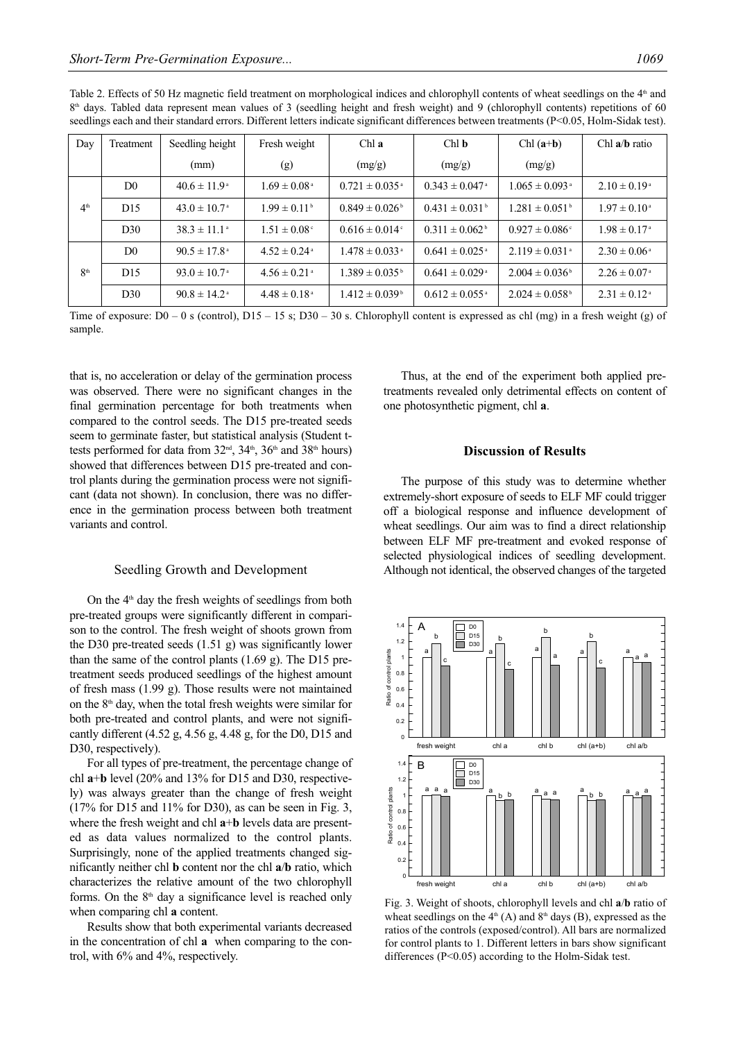Table 2. Effects of 50 Hz magnetic field treatment on morphological indices and chlorophyll contents of wheat seedlings on the 4th and 8th days. Tabled data represent mean values of 3 (seedling height and fresh weight) and 9 (chlorophyll contents) repetitions of 60 seedlings each and their standard errors. Different letters indicate significant differences between treatments (P<0.05, Holm-Sidak test).

| Day | Treatment | Seedling height (mm) | Fresh weight (g) | Chl **a** (mg/g) | Chl **b** (mg/g) | Chl (**a**+**b**) (mg/g) | Chl **a**/**b** ratio |
|---|---|---|---|---|---|---|---|
| 4th | D0 | 40.6 ± 11.9 a | 1.69 ± 0.08 a | 0.721 ± 0.035 a | 0.343 ± 0.047 a | 1.065 ± 0.093 a | 2.10 ± 0.19 a |
| | D15 | 43.0 ± 10.7 a | 1.99 ± 0.11 b | 0.849 ± 0.026 b | 0.431 ± 0.031 b | 1.281 ± 0.051 b | 1.97 ± 0.10 a |
| | D30 | 38.3 ± 11.1 a | 1.51 ± 0.08 c | 0.616 ± 0.014 c | 0.311 ± 0.062 b | 0.927 ± 0.086 c | 1.98 ± 0.17 a |
| 8th | D0 | 90.5 ± 17.8 a | 4.52 ± 0.24 a | 1.478 ± 0.033 a | 0.641 ± 0.025 a | 2.119 ± 0.031 a | 2.30 ± 0.06 a |
| | D15 | 93.0 ± 10.7 a | 4.56 ± 0.21 a | 1.389 ± 0.035 b | 0.641 ± 0.029 a | 2.004 ± 0.036 b | 2.26 ± 0.07 a |
| | D30 | 90.8 ± 14.2 a | 4.48 ± 0.18 a | 1.412 ± 0.039 b | 0.612 ± 0.055 a | 2.024 ± 0.058 b | 2.31 ± 0.12 a |

Time of exposure: D0 – 0 s (control), D15 – 15 s; D30 – 30 s. Chlorophyll content is expressed as chl (mg) in a fresh weight (g) of sample.

that is, no acceleration or delay of the germination process was observed. There were no significant changes in the final germination percentage for both treatments when compared to the control seeds. The D15 pre-treated seeds seem to germinate faster, but statistical analysis (Student t-tests performed for data from 32nd, 34th, 36th and 38th hours) showed that differences between D15 pre-treated and control plants during the germination process were not significant (data not shown). In conclusion, there was no difference in the germination process between both treatment variants and control.

### Seedling Growth and Development

On the 4th day the fresh weights of seedlings from both pre-treated groups were significantly different in comparison to the control. The fresh weight of shoots grown from the D30 pre-treated seeds (1.51 g) was significantly lower than the same of the control plants (1.69 g). The D15 pre-treatment seeds produced seedlings of the highest amount of fresh mass (1.99 g). Those results were not maintained on the 8th day, when the total fresh weights were similar for both pre-treated and control plants, and were not significantly different (4.52 g, 4.56 g, 4.48 g, for the D0, D15 and D30, respectively).

For all types of pre-treatment, the percentage change of chl **a**+**b** level (20% and 13% for D15 and D30, respectively) was always greater than the change of fresh weight (17% for D15 and 11% for D30), as can be seen in Fig. 3, where the fresh weight and chl **a**+**b** levels data are presented as data values normalized to the control plants. Surprisingly, none of the applied treatments changed significantly neither chl **b** content nor the chl **a**/**b** ratio, which characterizes the relative amount of the two chlorophyll forms. On the 8th day a significance level is reached only when comparing chl **a** content.

Results show that both experimental variants decreased in the concentration of chl **a** when comparing to the control, with 6% and 4%, respectively.

Thus, at the end of the experiment both applied pre-treatments revealed only detrimental effects on content of one photosynthetic pigment, chl **a**.

## Discussion of Results

The purpose of this study was to determine whether extremely-short exposure of seeds to ELF MF could trigger off a biological response and influence development of wheat seedlings. Our aim was to find a direct relationship between ELF MF pre-treatment and evoked response of selected physiological indices of seedling development. Although not identical, the observed changes of the targeted

A
D0
D15
D30
Ratio of control plants
fresh weight
chl a
chl b
chl (a+b)
chl a/b

B
D0
D15
D30
Ratio of control plants
fresh weight
chl a
chl b
chl (a+b)
chl a/b

Fig. 3. Weight of shoots, chlorophyll levels and chl **a**/**b** ratio of wheat seedlings on the 4th (A) and 8th days (B), expressed as the ratios of the controls (exposed/control). All bars are normalized for control plants to 1. Different letters in bars show significant differences (P<0.05) according to the Holm-Sidak test.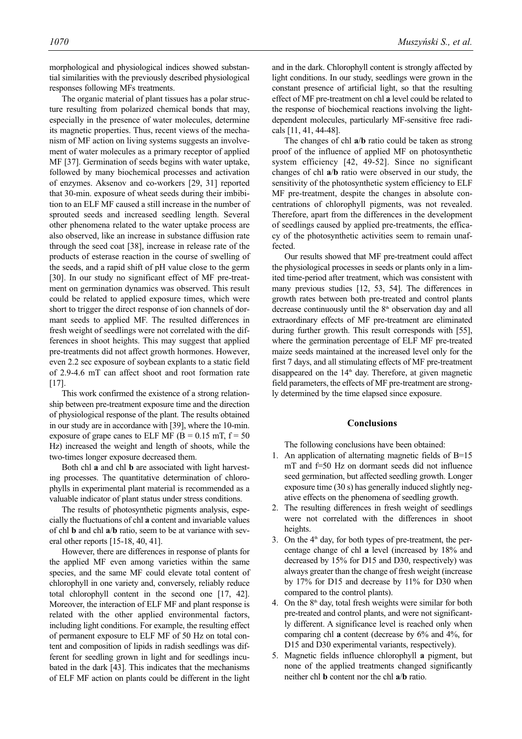morphological and physiological indices showed substantial similarities with the previously described physiological responses following MFs treatments.

The organic material of plant tissues has a polar structure resulting from polarized chemical bonds that may, especially in the presence of water molecules, determine its magnetic properties. Thus, recent views of the mechanism of MF action on living systems suggests an involvement of water molecules as a primary receptor of applied MF [37]. Germination of seeds begins with water uptake, followed by many biochemical processes and activation of enzymes. Aksenov and co-workers [29, 31] reported that 30-min. exposure of wheat seeds during their imbibition to an ELF MF caused a still increase in the number of sprouted seeds and increased seedling length. Several other phenomena related to the water uptake process are also observed, like an increase in substance diffusion rate through the seed coat [38], increase in release rate of the products of esterase reaction in the course of swelling of the seeds, and a rapid shift of pH value close to the germ [30]. In our study no significant effect of MF pre-treatment on germination dynamics was observed. This result could be related to applied exposure times, which were short to trigger the direct response of ion channels of dormant seeds to applied MF. The resulted differences in fresh weight of seedlings were not correlated with the differences in shoot heights. This may suggest that applied pre-treatments did not affect growth hormones. However, even 2.2 sec exposure of soybean explants to a static field of 2.9-4.6 mT can affect shoot and root formation rate [17].

This work confirmed the existence of a strong relationship between pre-treatment exposure time and the direction of physiological response of the plant. The results obtained in our study are in accordance with [39], where the 10-min. exposure of grape canes to ELF MF ($B = 0.15$ mT, $f = 50$ Hz) increased the weight and length of shoots, while the two-times longer exposure decreased them.

Both chl **a** and chl **b** are associated with light harvesting processes. The quantitative determination of chlorophylls in experimental plant material is recommended as a valuable indicator of plant status under stress conditions.

The results of photosynthetic pigments analysis, especially the fluctuations of chl **a** content and invariable values of chl **b** and chl **a**/**b** ratio, seem to be at variance with several other reports [15-18, 40, 41].

However, there are differences in response of plants for the applied MF even among varieties within the same species, and the same MF could elevate total content of chlorophyll in one variety and, conversely, reliably reduce total chlorophyll content in the second one [17, 42]. Moreover, the interaction of ELF MF and plant response is related with the other applied environmental factors, including light conditions. For example, the resulting effect of permanent exposure to ELF MF of 50 Hz on total content and composition of lipids in radish seedlings was different for seedling grown in light and for seedlings incubated in the dark [43]. This indicates that the mechanisms of ELF MF action on plants could be different in the light and in the dark. Chlorophyll content is strongly affected by light conditions. In our study, seedlings were grown in the constant presence of artificial light, so that the resulting effect of MF pre-treatment on chl **a** level could be related to the response of biochemical reactions involving the light-dependent molecules, particularly MF-sensitive free radicals [11, 41, 44-48].

The changes of chl **a**/**b** ratio could be taken as strong proof of the influence of applied MF on photosynthetic system efficiency [42, 49-52]. Since no significant changes of chl **a**/**b** ratio were observed in our study, the sensitivity of the photosynthetic system efficiency to ELF MF pre-treatment, despite the changes in absolute concentrations of chlorophyll pigments, was not revealed. Therefore, apart from the differences in the development of seedlings caused by applied pre-treatments, the efficacy of the photosynthetic activities seem to remain unaffected.

Our results showed that MF pre-treatment could affect the physiological processes in seeds or plants only in a limited time-period after treatment, which was consistent with many previous studies [12, 53, 54]. The differences in growth rates between both pre-treated and control plants decrease continuously until the 8th observation day and all extraordinary effects of MF pre-treatment are eliminated during further growth. This result corresponds with [55], where the germination percentage of ELF MF pre-treated maize seeds maintained at the increased level only for the first 7 days, and all stimulating effects of MF pre-treatment disappeared on the 14th day. Therefore, at given magnetic field parameters, the effects of MF pre-treatment are strongly determined by the time elapsed since exposure.

## Conclusions

The following conclusions have been obtained:

1. An application of alternating magnetic fields of $B=15$ mT and $f=50$ Hz on dormant seeds did not influence seed germination, but affected seedling growth. Longer exposure time (30 s) has generally induced slightly negative effects on the phenomena of seedling growth.
2. The resulting differences in fresh weight of seedlings were not correlated with the differences in shoot heights.
3. On the 4th day, for both types of pre-treatment, the percentage change of chl **a** level (increased by 18% and decreased by 15% for D15 and D30, respectively) was always greater than the change of fresh weight (increase by 17% for D15 and decrease by 11% for D30 when compared to the control plants).
4. On the 8th day, total fresh weights were similar for both pre-treated and control plants, and were not significantly different. A significance level is reached only when comparing chl **a** content (decrease by 6% and 4%, for D15 and D30 experimental variants, respectively).
5. Magnetic fields influence chlorophyll **a** pigment, but none of the applied treatments changed significantly neither chl **b** content nor the chl **a**/**b** ratio.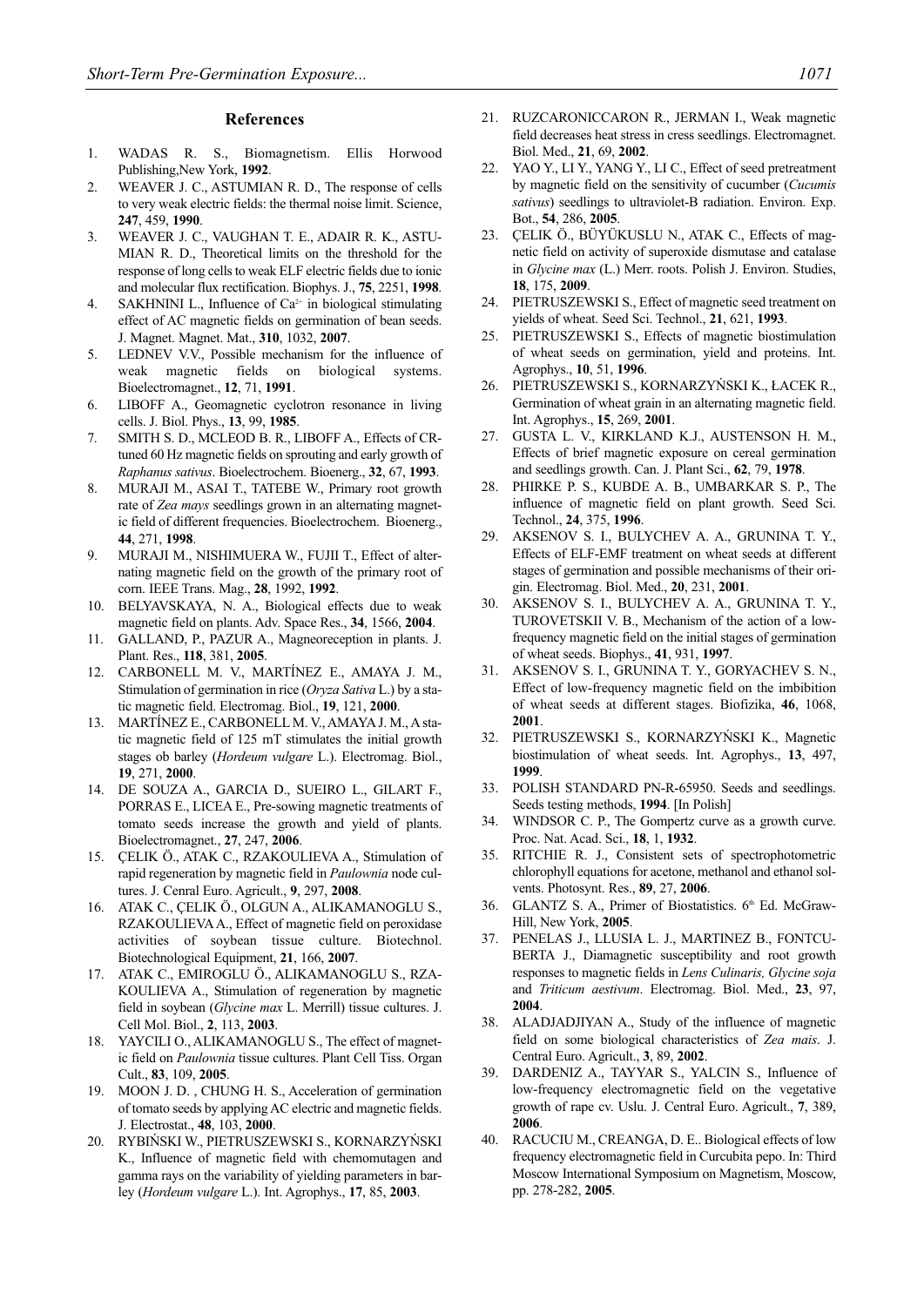## References

1. WADAS R. S., Biomagnetism. Ellis Horwood Publishing,New York, **1992**.
2. WEAVER J. C., ASTUMIAN R. D., The response of cells to very weak electric fields: the thermal noise limit. Science, **247**, 459, **1990**.
3. WEAVER J. C., VAUGHAN T. E., ADAIR R. K., ASTUMIAN R. D., Theoretical limits on the threshold for the response of long cells to weak ELF electric fields due to ionic and molecular flux rectification. Biophys. J., **75**, 2251, **1998**.
4. SAKHNINI L., Influence of $Ca^{2+}$ in biological stimulating effect of AC magnetic fields on germination of bean seeds. J. Magnet. Magnet. Mat., **310**, 1032, **2007**.
5. LEDNEV V.V., Possible mechanism for the influence of weak magnetic fields on biological systems. Bioelectromagnet., **12**, 71, **1991**.
6. LIBOFF A., Geomagnetic cyclotron resonance in living cells. J. Biol. Phys., **13**, 99, **1985**.
7. SMITH S. D., MCLEOD B. R., LIBOFF A., Effects of CR-tuned 60 Hz magnetic fields on sprouting and early growth of *Raphanus sativus*. Bioelectrochem. Bioenerg., **32**, 67, **1993**.
8. MURAJI M., ASAI T., TATEBE W., Primary root growth rate of *Zea mays* seedlings grown in an alternating magnetic field of different frequencies. Bioelectrochem. Bioenerg., **44**, 271, **1998**.
9. MURAJI M., NISHIMUERA W., FUJII T., Effect of alternating magnetic field on the growth of the primary root of corn. IEEE Trans. Mag., **28**, 1992, **1992**.
10. BELYAVSKAYA, N. A., Biological effects due to weak magnetic field on plants. Adv. Space Res., **34**, 1566, **2004**.
11. GALLAND, P., PAZUR A., Magneoreception in plants. J. Plant. Res., **118**, 381, **2005**.
12. CARBONELL M. V., MARTÍNEZ E., AMAYA J. M., Stimulation of germination in rice (*Oryza Sativa* L.) by a static magnetic field. Electromag. Biol., **19**, 121, **2000**.
13. MARTÍNEZ E., CARBONELL M. V., AMAYA J. M., A static magnetic field of 125 mT stimulates the initial growth stages ob barley (*Hordeum vulgare* L.). Electromag. Biol., **19**, 271, **2000**.
14. DE SOUZA A., GARCIA D., SUEIRO L., GILART F., PORRAS E., LICEA E., Pre-sowing magnetic treatments of tomato seeds increase the growth and yield of plants. Bioelectromagnet., **27**, 247, **2006**.
15. ÇELIK Ö., ATAK C., RZAKOULIEVA A., Stimulation of rapid regeneration by magnetic field in *Paulownia* node cultures. J. Cenral Euro. Agricult., **9**, 297, **2008**.
16. ATAK C., ÇELIK Ö., OLGUN A., ALIKAMANOGLU S., RZAKOULIEVA A., Effect of magnetic field on peroxidase activities of soybean tissue culture. Biotechnol. Biotechnological Equipment, **21**, 166, **2007**.
17. ATAK C., EMIROGLU Ö., ALIKAMANOGLU S., RZAKOULIEVA A., Stimulation of regeneration by magnetic field in soybean (*Glycine max* L. Merrill) tissue cultures. J. Cell Mol. Biol., **2**, 113, **2003**.
18. YAYCILI O., ALIKAMANOGLU S., The effect of magnetic field on *Paulownia* tissue cultures. Plant Cell Tiss. Organ Cult., **83**, 109, **2005**.
19. MOON J. D. , CHUNG H. S., Acceleration of germination of tomato seeds by applying AC electric and magnetic fields. J. Electrostat., **48**, 103, **2000**.
20. RYBIŃSKI W., PIETRUSZEWSKI S., KORNARZYŃSKI K., Influence of magnetic field with chemomutagen and gamma rays on the variability of yielding parameters in barley (*Hordeum vulgare* L.). Int. Agrophys., **17**, 85, **2003**.
21. RUZCARONICCARON R., JERMAN I., Weak magnetic field decreases heat stress in cress seedlings. Electromagnet. Biol. Med., **21**, 69, **2002**.
22. YAO Y., LI Y., YANG Y., LI C., Effect of seed pretreatment by magnetic field on the sensitivity of cucumber (*Cucumis sativus*) seedlings to ultraviolet-B radiation. Environ. Exp. Bot., **54**, 286, **2005**.
23. ÇELIK Ö., BÜYÜKUSLU N., ATAK C., Effects of magnetic field on activity of superoxide dismutase and catalase in *Glycine max* (L.) Merr. roots. Polish J. Environ. Studies, **18**, 175, **2009**.
24. PIETRUSZEWSKI S., Effect of magnetic seed treatment on yields of wheat. Seed Sci. Technol., **21**, 621, **1993**.
25. PIETRUSZEWSKI S., Effects of magnetic biostimulation of wheat seeds on germination, yield and proteins. Int. Agrophys., **10**, 51, **1996**.
26. PIETRUSZEWSKI S., KORNARZYŃSKI K., ŁACEK R., Germination of wheat grain in an alternating magnetic field. Int. Agrophys., **15**, 269, **2001**.
27. GUSTA L. V., KIRKLAND K.J., AUSTENSON H. M., Effects of brief magnetic exposure on cereal germination and seedlings growth. Can. J. Plant Sci., **62**, 79, **1978**.
28. PHIRKE P. S., KUBDE A. B., UMBARKAR S. P., The influence of magnetic field on plant growth. Seed Sci. Technol., **24**, 375, **1996**.
29. AKSENOV S. I., BULYCHEV A. A., GRUNINA T. Y., Effects of ELF-EMF treatment on wheat seeds at different stages of germination and possible mechanisms of their origin. Electromag. Biol. Med., **20**, 231, **2001**.
30. AKSENOV S. I., BULYCHEV A. A., GRUNINA T. Y., TUROVETSKII V. B., Mechanism of the action of a low-frequency magnetic field on the initial stages of germination of wheat seeds. Biophys., **41**, 931, **1997**.
31. AKSENOV S. I., GRUNINA T. Y., GORYACHEV S. N., Effect of low-frequency magnetic field on the imbibition of wheat seeds at different stages. Biofizika, **46**, 1068, **2001**.
32. PIETRUSZEWSKI S., KORNARZYŃSKI K., Magnetic biostimulation of wheat seeds. Int. Agrophys., **13**, 497, **1999**.
33. POLISH STANDARD PN-R-65950. Seeds and seedlings. Seeds testing methods, **1994**. [In Polish]
34. WINDSOR C. P., The Gompertz curve as a growth curve. Proc. Nat. Acad. Sci., **18**, 1, **1932**.
35. RITCHIE R. J., Consistent sets of spectrophotometric chlorophyll equations for acetone, methanol and ethanol solvents. Photosynt. Res., **89**, 27, **2006**.
36. GLANTZ S. A., Primer of Biostatistics. 6th Ed. McGraw-Hill, New York, **2005**.
37. PENELAS J., LLUSIA L. J., MARTINEZ B., FONTCUBERTA J., Diamagnetic susceptibility and root growth responses to magnetic fields in *Lens Culinaris, Glycine soja* and *Triticum aestivum*. Electromag. Biol. Med., **23**, 97, **2004**.
38. ALADJADJIYAN A., Study of the influence of magnetic field on some biological characteristics of *Zea mais*. J. Central Euro. Agricult., **3**, 89, **2002**.
39. DARDENIZ A., TAYYAR S., YALCIN S., Influence of low-frequency electromagnetic field on the vegetative growth of rape cv. Uslu. J. Central Euro. Agricult., **7**, 389, **2006**.
40. RACUCIU M., CREANGA, D. E.. Biological effects of low frequency electromagnetic field in Curcubita pepo. In: Third Moscow International Symposium on Magnetism, Moscow, pp. 278-282, **2005**.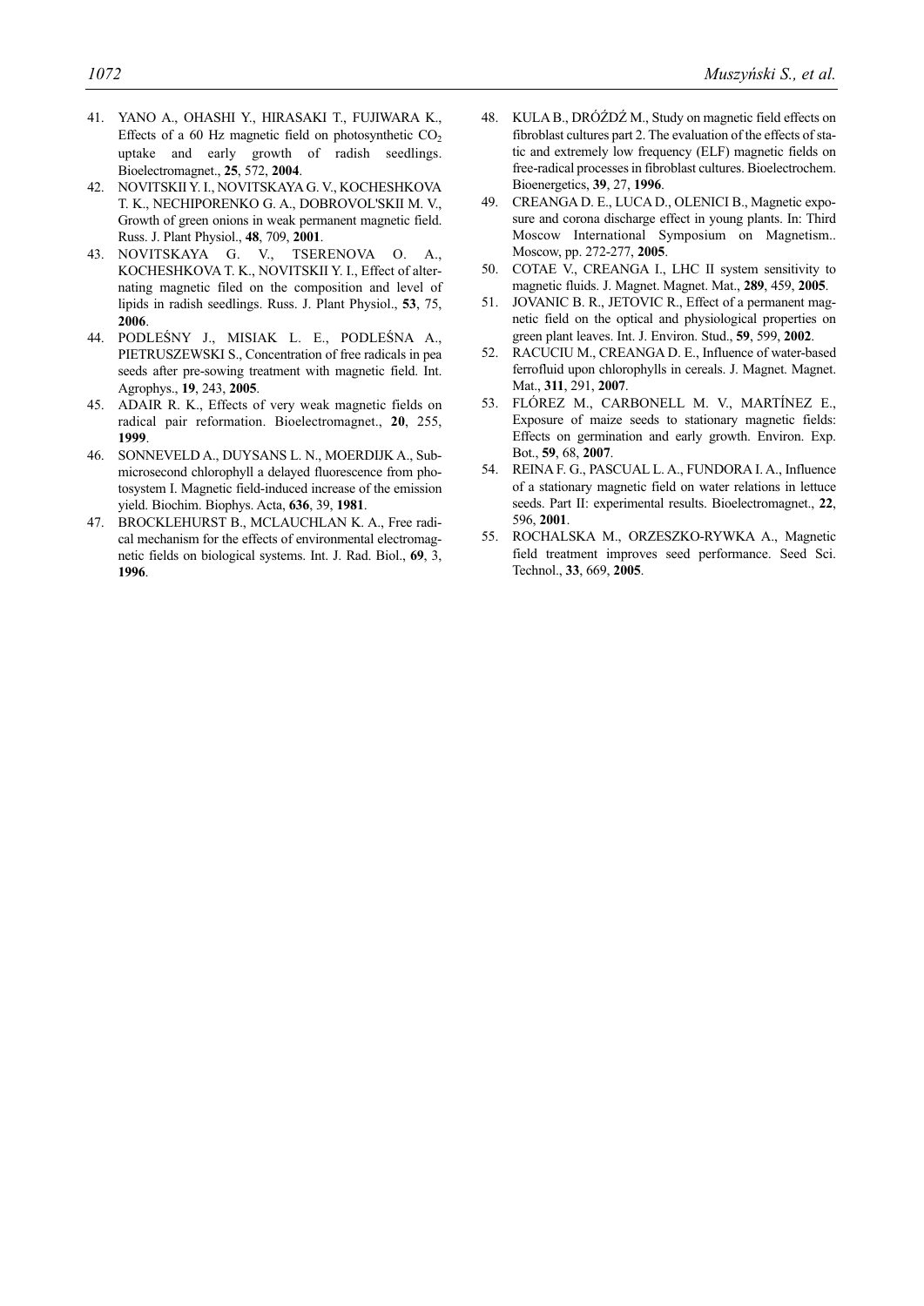41. YANO A., OHASHI Y., HIRASAKI T., FUJIWARA K., Effects of a 60 Hz magnetic field on photosynthetic $CO_2$ uptake and early growth of radish seedlings. Bioelectromagnet., **25**, 572, **2004**.
42. NOVITSKII Y. I., NOVITSKAYA G. V., KOCHESHKOVA T. K., NECHIPORENKO G. A., DOBROVOL'SKII M. V., Growth of green onions in weak permanent magnetic field. Russ. J. Plant Physiol., **48**, 709, **2001**.
43. NOVITSKAYA G. V., TSERENOVA O. A., KOCHESHKOVA T. K., NOVITSKII Y. I., Effect of alternating magnetic filed on the composition and level of lipids in radish seedlings. Russ. J. Plant Physiol., **53**, 75, **2006**.
44. PODLEŚNY J., MISIAK L. E., PODLEŚNA A., PIETRUSZEWSKI S., Concentration of free radicals in pea seeds after pre-sowing treatment with magnetic field. Int. Agrophys., **19**, 243, **2005**.
45. ADAIR R. K., Effects of very weak magnetic fields on radical pair reformation. Bioelectromagnet., **20**, 255, **1999**.
46. SONNEVELD A., DUYSANS L. N., MOERDIJK A., Submicrosecond chlorophyll a delayed fluorescence from photosystem I. Magnetic field-induced increase of the emission yield. Biochim. Biophys. Acta, **636**, 39, **1981**.
47. BROCKLEHURST B., MCLAUCHLAN K. A., Free radical mechanism for the effects of environmental electromagnetic fields on biological systems. Int. J. Rad. Biol., **69**, 3, **1996**.
48. KULA B., DRÓŹDŹ M., Study on magnetic field effects on fibroblast cultures part 2. The evaluation of the effects of static and extremely low frequency (ELF) magnetic fields on free-radical processes in fibroblast cultures. Bioelectrochem. Bioenergetics, **39**, 27, **1996**.
49. CREANGA D. E., LUCA D., OLENICI B., Magnetic exposure and corona discharge effect in young plants. In: Third Moscow International Symposium on Magnetism.. Moscow, pp. 272-277, **2005**.
50. COTAE V., CREANGA I., LHC II system sensitivity to magnetic fluids. J. Magnet. Magnet. Mat., **289**, 459, **2005**.
51. JOVANIC B. R., JETOVIC R., Effect of a permanent magnetic field on the optical and physiological properties on green plant leaves. Int. J. Environ. Stud., **59**, 599, **2002**.
52. RACUCIU M., CREANGA D. E., Influence of water-based ferrofluid upon chlorophylls in cereals. J. Magnet. Magnet. Mat., **311**, 291, **2007**.
53. FLÓREZ M., CARBONELL M. V., MARTÍNEZ E., Exposure of maize seeds to stationary magnetic fields: Effects on germination and early growth. Environ. Exp. Bot., **59**, 68, **2007**.
54. REINA F. G., PASCUAL L. A., FUNDORA I. A., Influence of a stationary magnetic field on water relations in lettuce seeds. Part II: experimental results. Bioelectromagnet., **22**, 596, **2001**.
55. ROCHALSKA M., ORZESZKO-RYWKA A., Magnetic field treatment improves seed performance. Seed Sci. Technol., **33**, 669, **2005**.